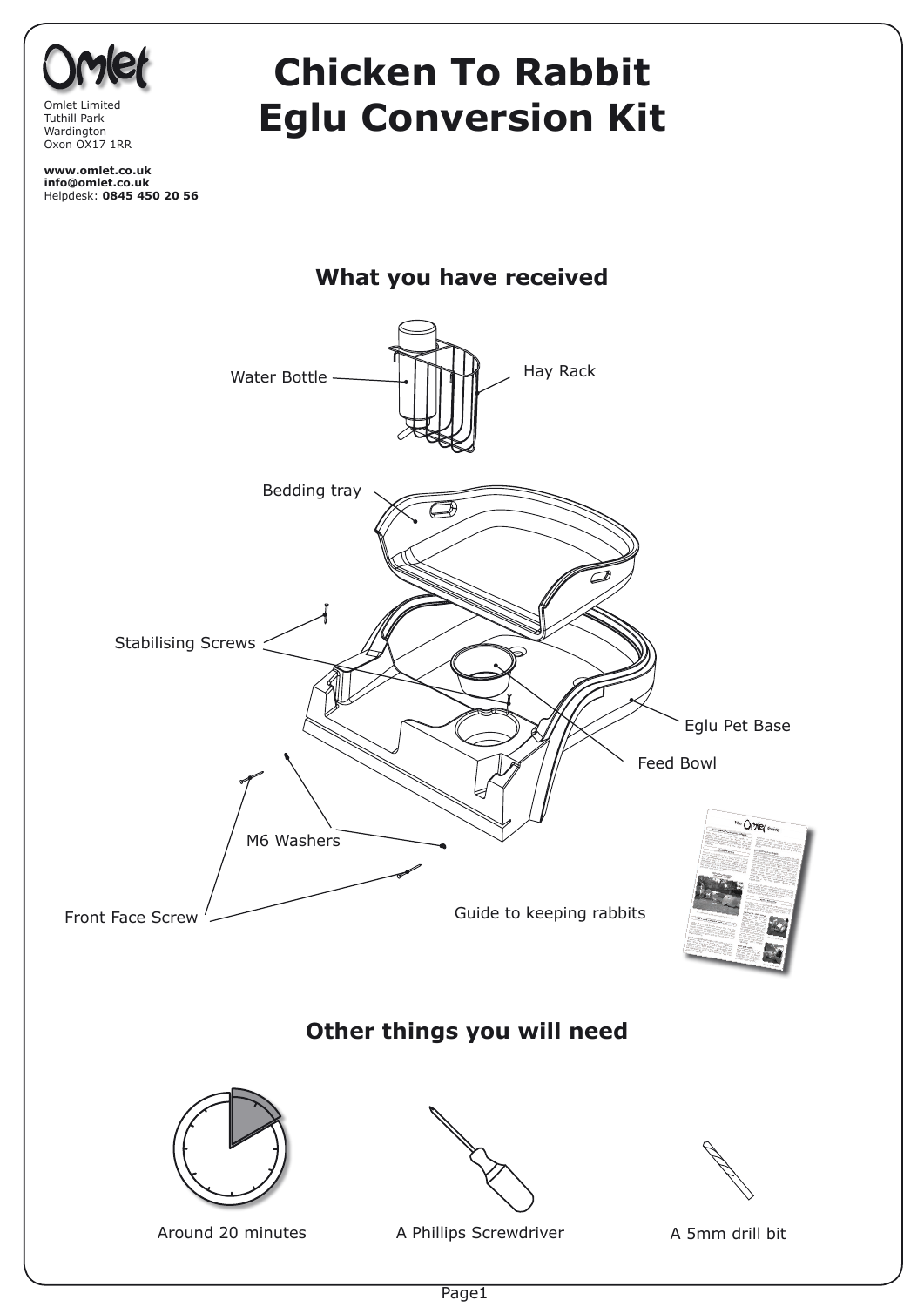Omlet Limited
Tuthill Park
Wardington
Oxon OX17 1RR

**www.omlet.co.uk**
**info@omlet.co.uk**
Helpdesk: **0845 450 20 56**

# Chicken To Rabbit Eglu Conversion Kit

## What you have received

- Water Bottle
- Hay Rack
- Bedding tray
- Stabilising Screws
- Eglu Pet Base
- Feed Bowl
- M6 Washers
- Front Face Screw
- Guide to keeping rabbits

## Other things you will need

- Around 20 minutes
- A Phillips Screwdriver
- A 5mm drill bit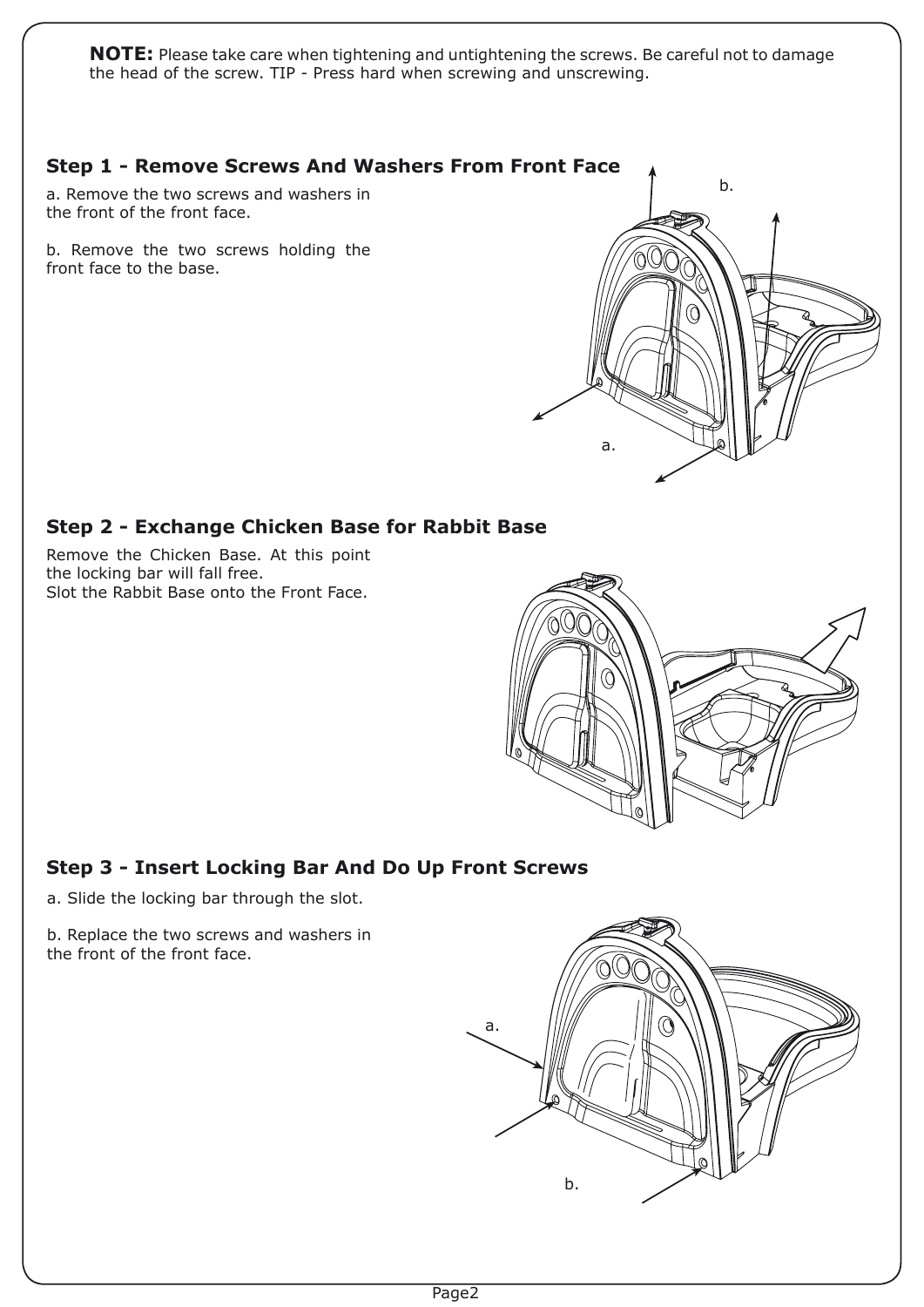**NOTE:** Please take care when tightening and untightening the screws. Be careful not to damage the head of the screw. TIP - Press hard when screwing and unscrewing.

## Step 1 - Remove Screws And Washers From Front Face

a. Remove the two screws and washers in the front of the front face.

b. Remove the two screws holding the front face to the base.

## Step 2 - Exchange Chicken Base for Rabbit Base

Remove the Chicken Base. At this point the locking bar will fall free.
Slot the Rabbit Base onto the Front Face.

## Step 3 - Insert Locking Bar And Do Up Front Screws

a. Slide the locking bar through the slot.

b. Replace the two screws and washers in the front of the front face.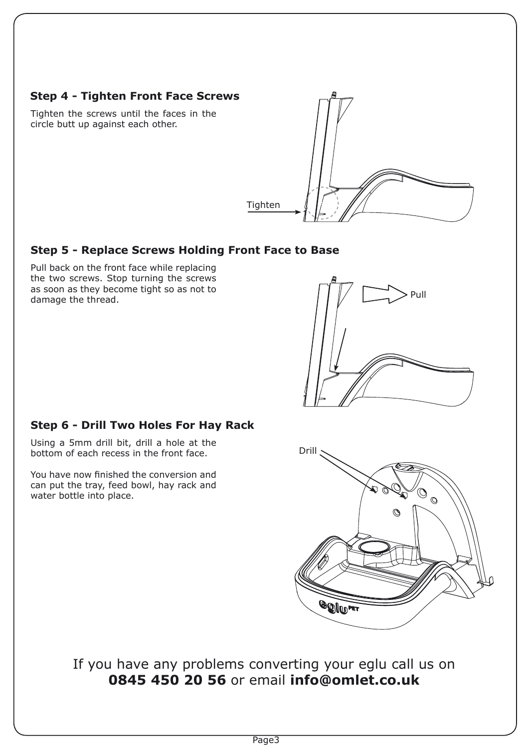## Step 4 - Tighten Front Face Screws

Tighten the screws until the faces in the circle butt up against each other.

Tighten

## Step 5 - Replace Screws Holding Front Face to Base

Pull back on the front face while replacing the two screws. Stop turning the screws as soon as they become tight so as not to damage the thread.

Pull

## Step 6 - Drill Two Holes For Hay Rack

Using a 5mm drill bit, drill a hole at the bottom of each recess in the front face.

You have now finished the conversion and can put the tray, feed bowl, hay rack and water bottle into place.

Drill

If you have any problems converting your eglu call us on **0845 450 20 56** or email **info@omlet.co.uk**